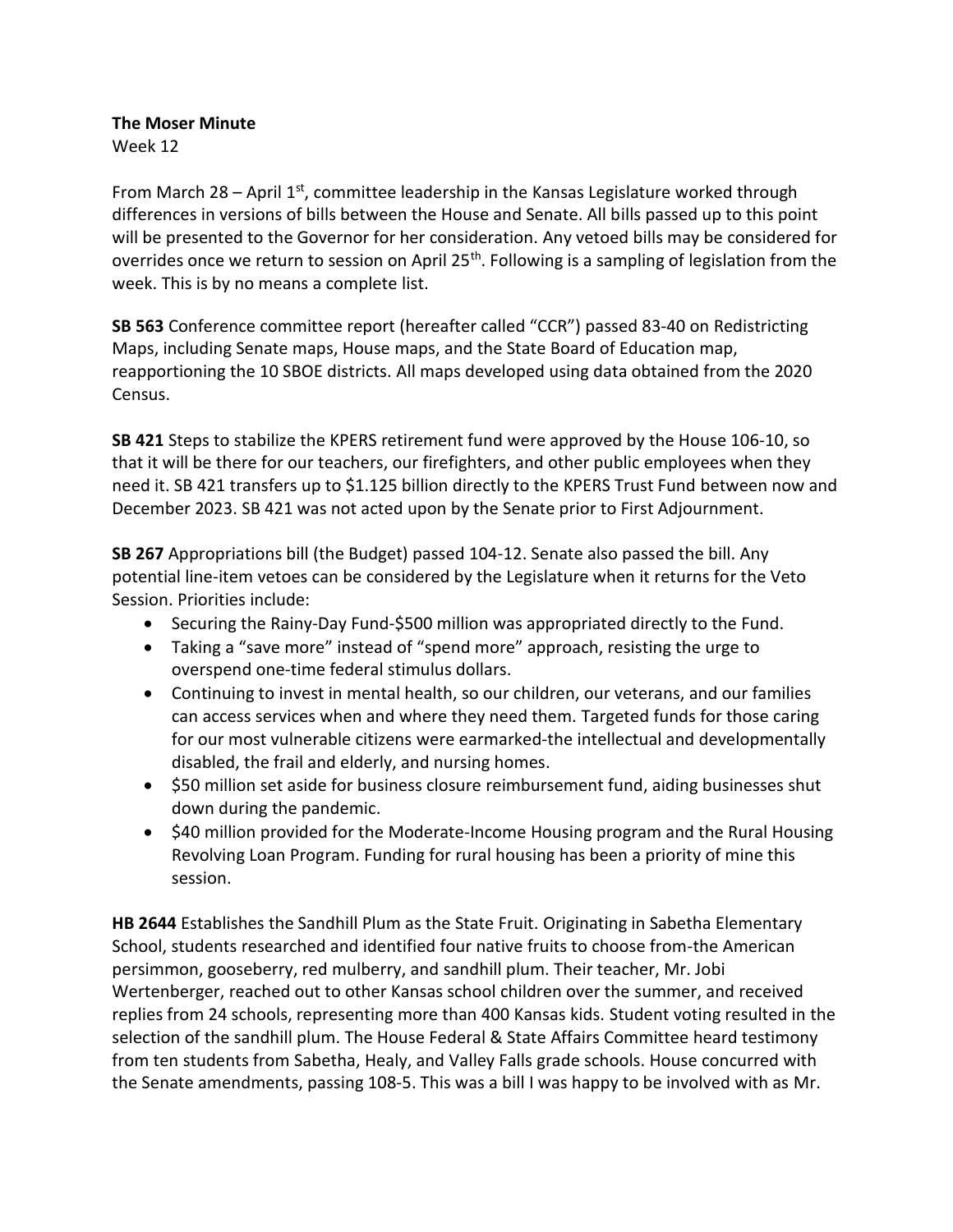**The Moser Minute**
Week 12

From March 28 – April 1st, committee leadership in the Kansas Legislature worked through differences in versions of bills between the House and Senate. All bills passed up to this point will be presented to the Governor for her consideration. Any vetoed bills may be considered for overrides once we return to session on April 25th. Following is a sampling of legislation from the week. This is by no means a complete list.

**SB 563** Conference committee report (hereafter called "CCR") passed 83-40 on Redistricting Maps, including Senate maps, House maps, and the State Board of Education map, reapportioning the 10 SBOE districts. All maps developed using data obtained from the 2020 Census.

**SB 421** Steps to stabilize the KPERS retirement fund were approved by the House 106-10, so that it will be there for our teachers, our firefighters, and other public employees when they need it. SB 421 transfers up to $1.125 billion directly to the KPERS Trust Fund between now and December 2023. SB 421 was not acted upon by the Senate prior to First Adjournment.

**SB 267** Appropriations bill (the Budget) passed 104-12. Senate also passed the bill. Any potential line-item vetoes can be considered by the Legislature when it returns for the Veto Session. Priorities include:

- Securing the Rainy-Day Fund-$500 million was appropriated directly to the Fund.
- Taking a "save more" instead of "spend more" approach, resisting the urge to overspend one-time federal stimulus dollars.
- Continuing to invest in mental health, so our children, our veterans, and our families can access services when and where they need them. Targeted funds for those caring for our most vulnerable citizens were earmarked-the intellectual and developmentally disabled, the frail and elderly, and nursing homes.
- $50 million set aside for business closure reimbursement fund, aiding businesses shut down during the pandemic.
- $40 million provided for the Moderate-Income Housing program and the Rural Housing Revolving Loan Program. Funding for rural housing has been a priority of mine this session.

**HB 2644** Establishes the Sandhill Plum as the State Fruit. Originating in Sabetha Elementary School, students researched and identified four native fruits to choose from-the American persimmon, gooseberry, red mulberry, and sandhill plum. Their teacher, Mr. Jobi Wertenberger, reached out to other Kansas school children over the summer, and received replies from 24 schools, representing more than 400 Kansas kids. Student voting resulted in the selection of the sandhill plum. The House Federal & State Affairs Committee heard testimony from ten students from Sabetha, Healy, and Valley Falls grade schools. House concurred with the Senate amendments, passing 108-5. This was a bill I was happy to be involved with as Mr.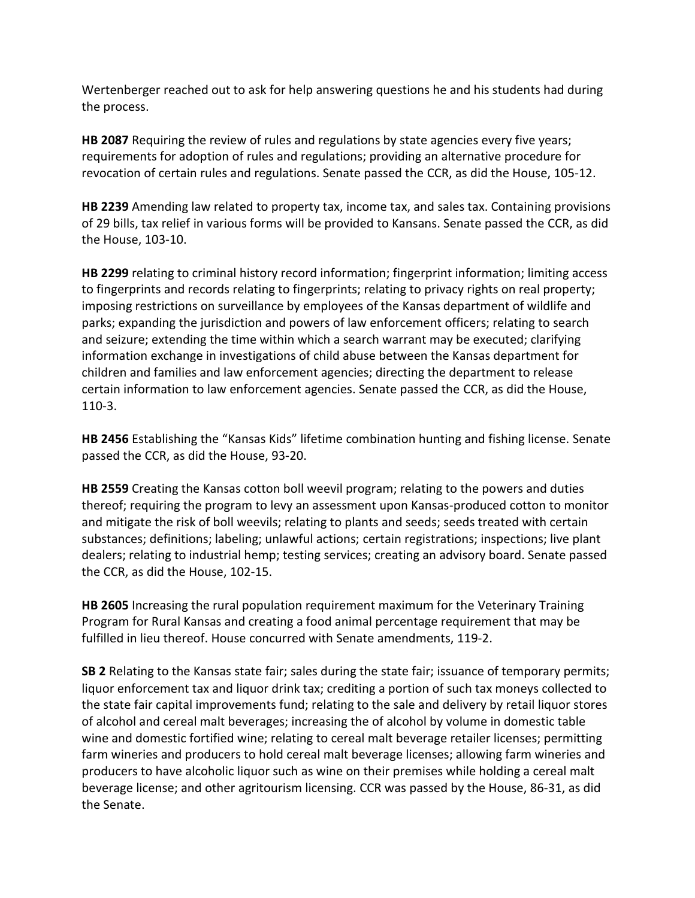Wertenberger reached out to ask for help answering questions he and his students had during the process.

**HB 2087** Requiring the review of rules and regulations by state agencies every five years; requirements for adoption of rules and regulations; providing an alternative procedure for revocation of certain rules and regulations. Senate passed the CCR, as did the House, 105-12.

**HB 2239** Amending law related to property tax, income tax, and sales tax. Containing provisions of 29 bills, tax relief in various forms will be provided to Kansans. Senate passed the CCR, as did the House, 103-10.

**HB 2299** relating to criminal history record information; fingerprint information; limiting access to fingerprints and records relating to fingerprints; relating to privacy rights on real property; imposing restrictions on surveillance by employees of the Kansas department of wildlife and parks; expanding the jurisdiction and powers of law enforcement officers; relating to search and seizure; extending the time within which a search warrant may be executed; clarifying information exchange in investigations of child abuse between the Kansas department for children and families and law enforcement agencies; directing the department to release certain information to law enforcement agencies. Senate passed the CCR, as did the House, 110-3.

**HB 2456** Establishing the "Kansas Kids" lifetime combination hunting and fishing license. Senate passed the CCR, as did the House, 93-20.

**HB 2559** Creating the Kansas cotton boll weevil program; relating to the powers and duties thereof; requiring the program to levy an assessment upon Kansas-produced cotton to monitor and mitigate the risk of boll weevils; relating to plants and seeds; seeds treated with certain substances; definitions; labeling; unlawful actions; certain registrations; inspections; live plant dealers; relating to industrial hemp; testing services; creating an advisory board. Senate passed the CCR, as did the House, 102-15.

**HB 2605** Increasing the rural population requirement maximum for the Veterinary Training Program for Rural Kansas and creating a food animal percentage requirement that may be fulfilled in lieu thereof. House concurred with Senate amendments, 119-2.

**SB 2** Relating to the Kansas state fair; sales during the state fair; issuance of temporary permits; liquor enforcement tax and liquor drink tax; crediting a portion of such tax moneys collected to the state fair capital improvements fund; relating to the sale and delivery by retail liquor stores of alcohol and cereal malt beverages; increasing the of alcohol by volume in domestic table wine and domestic fortified wine; relating to cereal malt beverage retailer licenses; permitting farm wineries and producers to hold cereal malt beverage licenses; allowing farm wineries and producers to have alcoholic liquor such as wine on their premises while holding a cereal malt beverage license; and other agritourism licensing. CCR was passed by the House, 86-31, as did the Senate.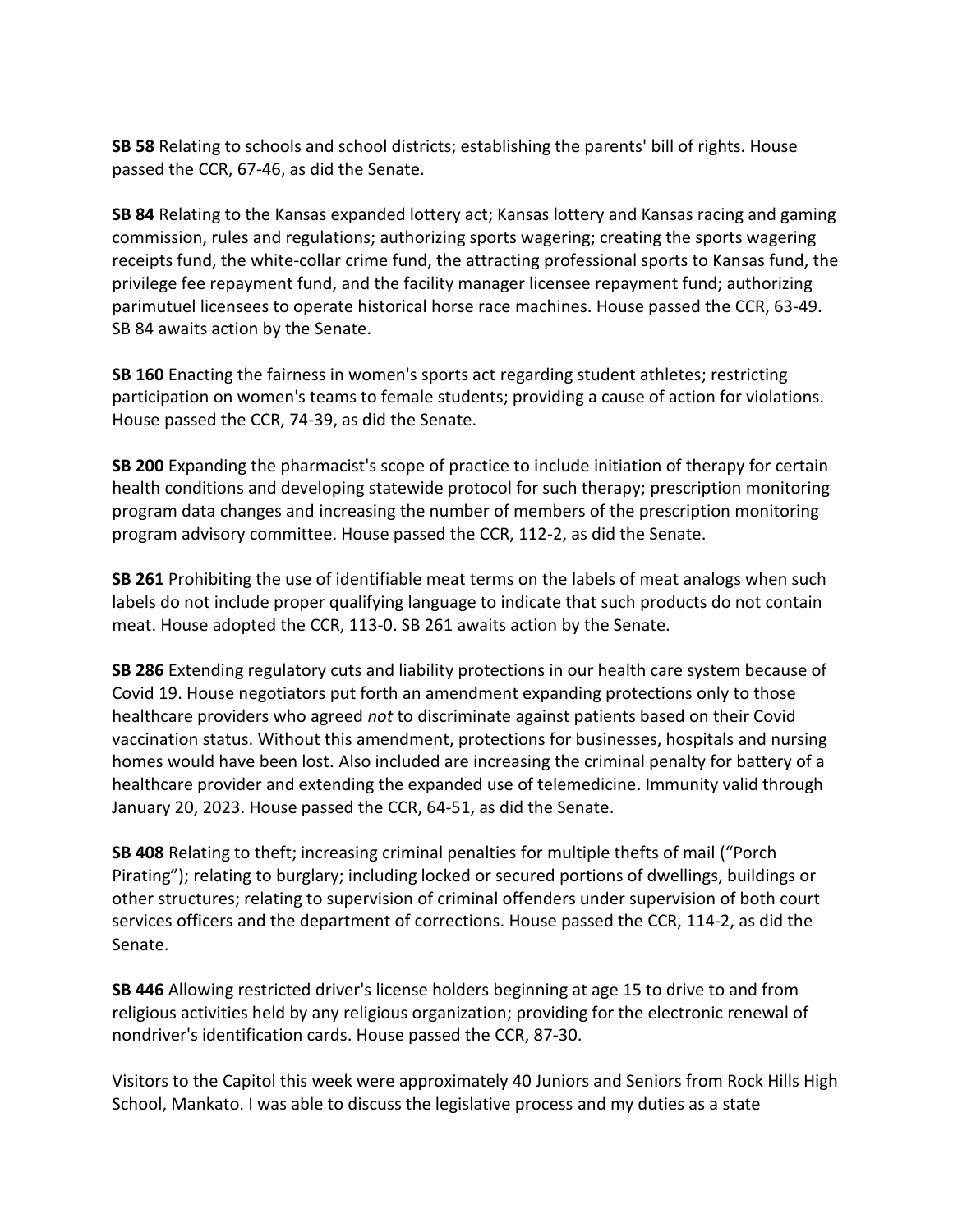**SB 58** Relating to schools and school districts; establishing the parents' bill of rights. House passed the CCR, 67-46, as did the Senate.

**SB 84** Relating to the Kansas expanded lottery act; Kansas lottery and Kansas racing and gaming commission, rules and regulations; authorizing sports wagering; creating the sports wagering receipts fund, the white-collar crime fund, the attracting professional sports to Kansas fund, the privilege fee repayment fund, and the facility manager licensee repayment fund; authorizing parimutuel licensees to operate historical horse race machines. House passed the CCR, 63-49. SB 84 awaits action by the Senate.

**SB 160** Enacting the fairness in women's sports act regarding student athletes; restricting participation on women's teams to female students; providing a cause of action for violations. House passed the CCR, 74-39, as did the Senate.

**SB 200** Expanding the pharmacist's scope of practice to include initiation of therapy for certain health conditions and developing statewide protocol for such therapy; prescription monitoring program data changes and increasing the number of members of the prescription monitoring program advisory committee. House passed the CCR, 112-2, as did the Senate.

**SB 261** Prohibiting the use of identifiable meat terms on the labels of meat analogs when such labels do not include proper qualifying language to indicate that such products do not contain meat. House adopted the CCR, 113-0. SB 261 awaits action by the Senate.

**SB 286** Extending regulatory cuts and liability protections in our health care system because of Covid 19. House negotiators put forth an amendment expanding protections only to those healthcare providers who agreed *not* to discriminate against patients based on their Covid vaccination status. Without this amendment, protections for businesses, hospitals and nursing homes would have been lost. Also included are increasing the criminal penalty for battery of a healthcare provider and extending the expanded use of telemedicine. Immunity valid through January 20, 2023. House passed the CCR, 64-51, as did the Senate.

**SB 408** Relating to theft; increasing criminal penalties for multiple thefts of mail ("Porch Pirating"); relating to burglary; including locked or secured portions of dwellings, buildings or other structures; relating to supervision of criminal offenders under supervision of both court services officers and the department of corrections. House passed the CCR, 114-2, as did the Senate.

**SB 446** Allowing restricted driver's license holders beginning at age 15 to drive to and from religious activities held by any religious organization; providing for the electronic renewal of nondriver's identification cards. House passed the CCR, 87-30.

Visitors to the Capitol this week were approximately 40 Juniors and Seniors from Rock Hills High School, Mankato. I was able to discuss the legislative process and my duties as a state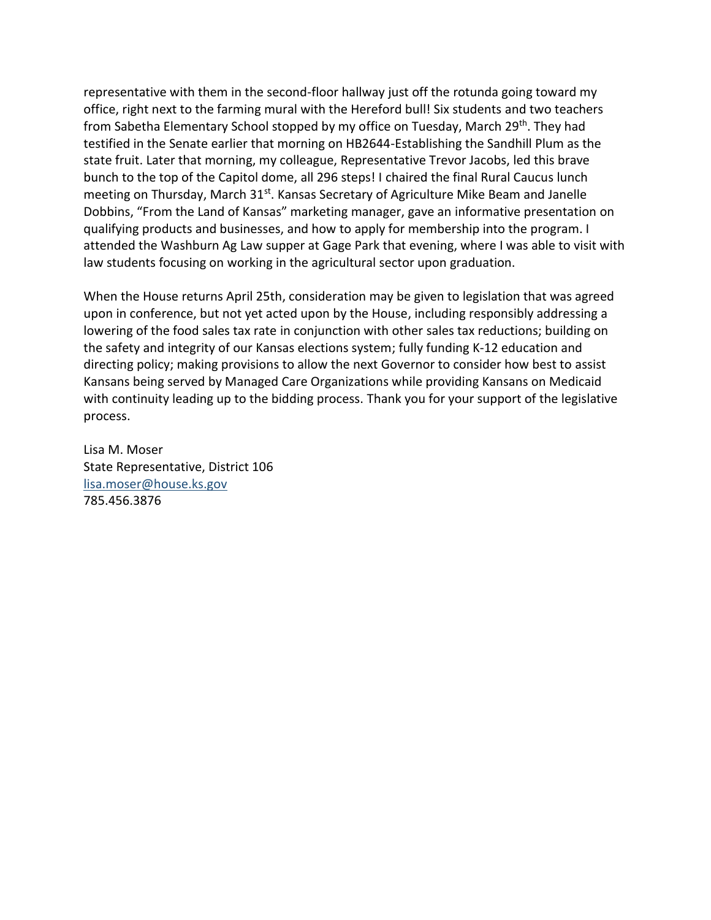representative with them in the second-floor hallway just off the rotunda going toward my office, right next to the farming mural with the Hereford bull! Six students and two teachers from Sabetha Elementary School stopped by my office on Tuesday, March 29th. They had testified in the Senate earlier that morning on HB2644-Establishing the Sandhill Plum as the state fruit. Later that morning, my colleague, Representative Trevor Jacobs, led this brave bunch to the top of the Capitol dome, all 296 steps! I chaired the final Rural Caucus lunch meeting on Thursday, March 31st. Kansas Secretary of Agriculture Mike Beam and Janelle Dobbins, "From the Land of Kansas" marketing manager, gave an informative presentation on qualifying products and businesses, and how to apply for membership into the program. I attended the Washburn Ag Law supper at Gage Park that evening, where I was able to visit with law students focusing on working in the agricultural sector upon graduation.

When the House returns April 25th, consideration may be given to legislation that was agreed upon in conference, but not yet acted upon by the House, including responsibly addressing a lowering of the food sales tax rate in conjunction with other sales tax reductions; building on the safety and integrity of our Kansas elections system; fully funding K-12 education and directing policy; making provisions to allow the next Governor to consider how best to assist Kansans being served by Managed Care Organizations while providing Kansans on Medicaid with continuity leading up to the bidding process. Thank you for your support of the legislative process.

Lisa M. Moser
State Representative, District 106
lisa.moser@house.ks.gov
785.456.3876